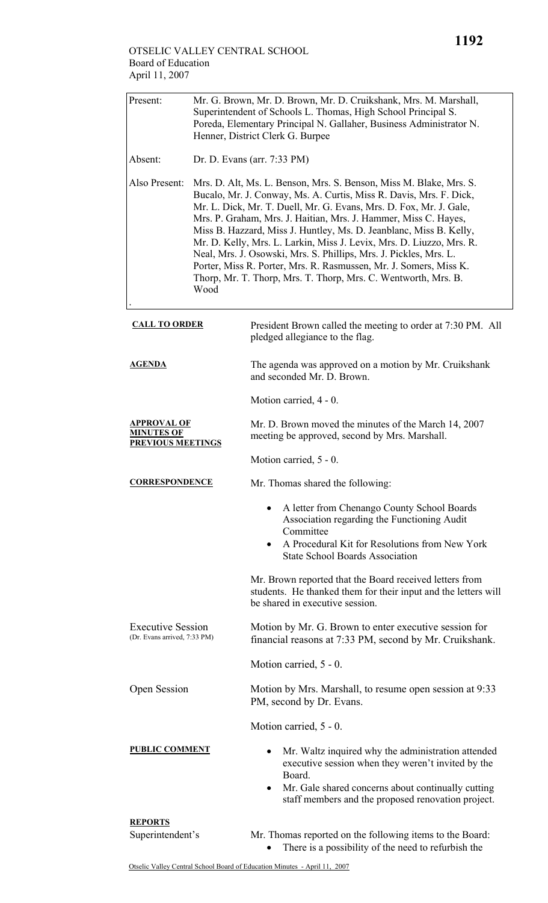OTSELIC VALLEY CENTRAL SCHOOL
Board of Education
April 11, 2007

| | |
|---|---|
| Present: | Mr. G. Brown, Mr. D. Brown, Mr. D. Cruikshank, Mrs. M. Marshall, Superintendent of Schools L. Thomas, High School Principal S. Poreda, Elementary Principal N. Gallaher, Business Administrator N. Henner, District Clerk G. Burpee |
| Absent: | Dr. D. Evans (arr. 7:33 PM) |
| Also Present: | Mrs. D. Alt, Ms. L. Benson, Mrs. S. Benson, Miss M. Blake, Mrs. S. Bucalo, Mr. J. Conway, Ms. A. Curtis, Miss R. Davis, Mrs. F. Dick, Mr. L. Dick, Mr. T. Duell, Mr. G. Evans, Mrs. D. Fox, Mr. J. Gale, Mrs. P. Graham, Mrs. J. Haitian, Mrs. J. Hammer, Miss C. Hayes, Miss B. Hazzard, Miss J. Huntley, Ms. D. Jeanblanc, Miss B. Kelly, Mr. D. Kelly, Mrs. L. Larkin, Miss J. Levix, Mrs. D. Liuzzo, Mrs. R. Neal, Mrs. J. Osowski, Mrs. S. Phillips, Mrs. J. Pickles, Mrs. L. Porter, Miss R. Porter, Mrs. R. Rasmussen, Mr. J. Somers, Miss K. Thorp, Mr. T. Thorp, Mrs. T. Thorp, Mrs. C. Wentworth, Mrs. B. Wood |

**CALL TO ORDER**

President Brown called the meeting to order at 7:30 PM. All pledged allegiance to the flag.

**AGENDA**

The agenda was approved on a motion by Mr. Cruikshank and seconded Mr. D. Brown.

Motion carried, 4 - 0.

**APPROVAL OF MINUTES OF PREVIOUS MEETINGS**

Mr. D. Brown moved the minutes of the March 14, 2007 meeting be approved, second by Mrs. Marshall.

Motion carried, 5 - 0.

**CORRESPONDENCE**

Mr. Thomas shared the following:

- A letter from Chenango County School Boards Association regarding the Functioning Audit Committee
- A Procedural Kit for Resolutions from New York State School Boards Association

Mr. Brown reported that the Board received letters from students. He thanked them for their input and the letters will be shared in executive session.

Executive Session
(Dr. Evans arrived, 7:33 PM)

Motion by Mr. G. Brown to enter executive session for financial reasons at 7:33 PM, second by Mr. Cruikshank.

Motion carried, 5 - 0.

Open Session

Motion by Mrs. Marshall, to resume open session at 9:33 PM, second by Dr. Evans.

Motion carried, 5 - 0.

**PUBLIC COMMENT**

- Mr. Waltz inquired why the administration attended executive session when they weren't invited by the Board.
- Mr. Gale shared concerns about continually cutting staff members and the proposed renovation project.

**REPORTS**

Superintendent's

Mr. Thomas reported on the following items to the Board:

- There is a possibility of the need to refurbish the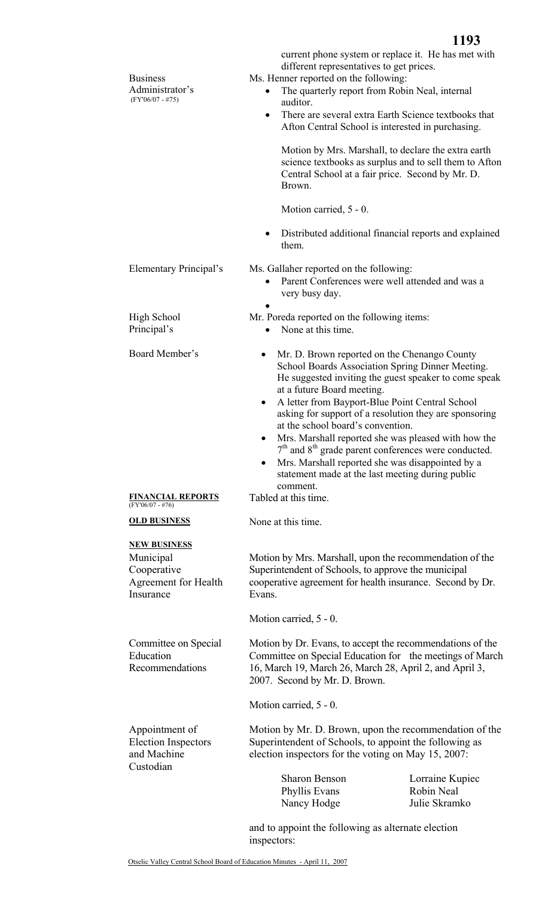current phone system or replace it. He has met with different representatives to get prices.

**Business Administrator's** (FY'06/07 - #75)

Ms. Henner reported on the following:

- The quarterly report from Robin Neal, internal auditor.
- There are several extra Earth Science textbooks that Afton Central School is interested in purchasing.

  Motion by Mrs. Marshall, to declare the extra earth science textbooks as surplus and to sell them to Afton Central School at a fair price. Second by Mr. D. Brown.

  Motion carried, 5 - 0.

- Distributed additional financial reports and explained them.

**Elementary Principal's**

Ms. Gallaher reported on the following:

- Parent Conferences were well attended and was a very busy day.
-

**High School Principal's**

Mr. Poreda reported on the following items:

- None at this time.

**Board Member's**

- Mr. D. Brown reported on the Chenango County School Boards Association Spring Dinner Meeting. He suggested inviting the guest speaker to come speak at a future Board meeting.
- A letter from Bayport-Blue Point Central School asking for support of a resolution they are sponsoring at the school board's convention.
- Mrs. Marshall reported she was pleased with how the 7th and 8th grade parent conferences were conducted.
- Mrs. Marshall reported she was disappointed by a statement made at the last meeting during public comment.

**FINANCIAL REPORTS** (FY'06/07 - #76)

Tabled at this time.

**OLD BUSINESS**

None at this time.

**NEW BUSINESS**

**Municipal Cooperative Agreement for Health Insurance**

Motion by Mrs. Marshall, upon the recommendation of the Superintendent of Schools, to approve the municipal cooperative agreement for health insurance. Second by Dr. Evans.

Motion carried, 5 - 0.

**Committee on Special Education Recommendations**

Motion by Dr. Evans, to accept the recommendations of the Committee on Special Education for the meetings of March 16, March 19, March 26, March 28, April 2, and April 3, 2007. Second by Mr. D. Brown.

Motion carried, 5 - 0.

**Appointment of Election Inspectors and Machine Custodian**

Motion by Mr. D. Brown, upon the recommendation of the Superintendent of Schools, to appoint the following as election inspectors for the voting on May 15, 2007:

| | |
|---|---|
| Sharon Benson | Lorraine Kupiec |
| Phyllis Evans | Robin Neal |
| Nancy Hodge | Julie Skramko |

and to appoint the following as alternate election inspectors: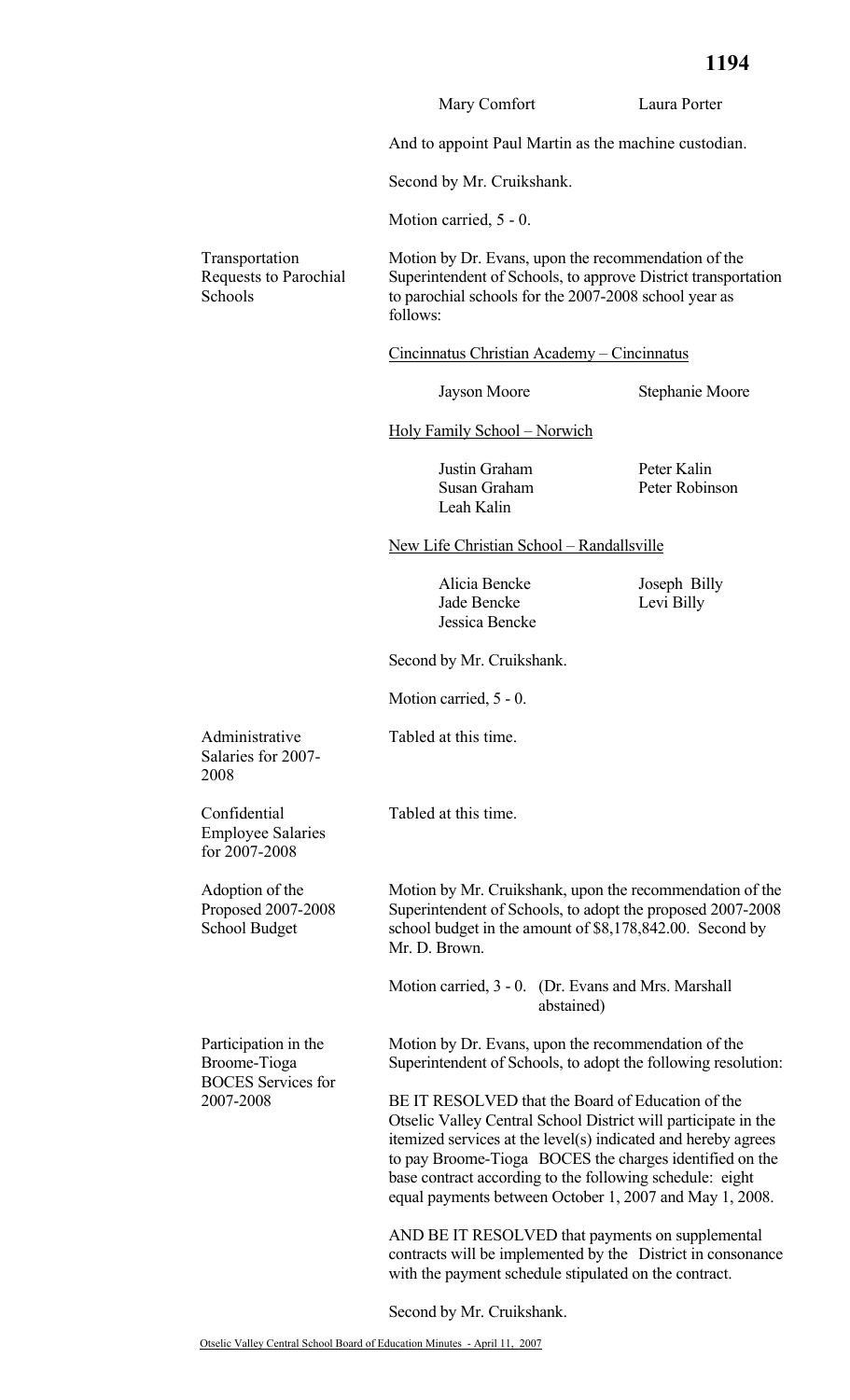| | |
|---|---|
| Mary Comfort | Laura Porter |

And to appoint Paul Martin as the machine custodian.

Second by Mr. Cruikshank.

Motion carried, 5 - 0.

**Transportation Requests to Parochial Schools**

Motion by Dr. Evans, upon the recommendation of the Superintendent of Schools, to approve District transportation to parochial schools for the 2007-2008 school year as follows:

<u>Cincinnatus Christian Academy – Cincinnatus</u>

| | |
|---|---|
| Jayson Moore | Stephanie Moore |

<u>Holy Family School – Norwich</u>

| | |
|---|---|
| Justin Graham | Peter Kalin |
| Susan Graham | Peter Robinson |
| Leah Kalin | |

<u>New Life Christian School – Randallsville</u>

| | |
|---|---|
| Alicia Bencke | Joseph Billy |
| Jade Bencke | Levi Billy |
| Jessica Bencke | |

Second by Mr. Cruikshank.

Motion carried, 5 - 0.

**Administrative Salaries for 2007-2008**

Tabled at this time.

**Confidential Employee Salaries for 2007-2008**

Tabled at this time.

**Adoption of the Proposed 2007-2008 School Budget**

Motion by Mr. Cruikshank, upon the recommendation of the Superintendent of Schools, to adopt the proposed 2007-2008 school budget in the amount of $8,178,842.00. Second by Mr. D. Brown.

Motion carried, 3 - 0. (Dr. Evans and Mrs. Marshall abstained)

**Participation in the Broome-Tioga BOCES Services for 2007-2008**

Motion by Dr. Evans, upon the recommendation of the Superintendent of Schools, to adopt the following resolution:

BE IT RESOLVED that the Board of Education of the Otselic Valley Central School District will participate in the itemized services at the level(s) indicated and hereby agrees to pay Broome-Tioga BOCES the charges identified on the base contract according to the following schedule: eight equal payments between October 1, 2007 and May 1, 2008.

AND BE IT RESOLVED that payments on supplemental contracts will be implemented by the District in consonance with the payment schedule stipulated on the contract.

Second by Mr. Cruikshank.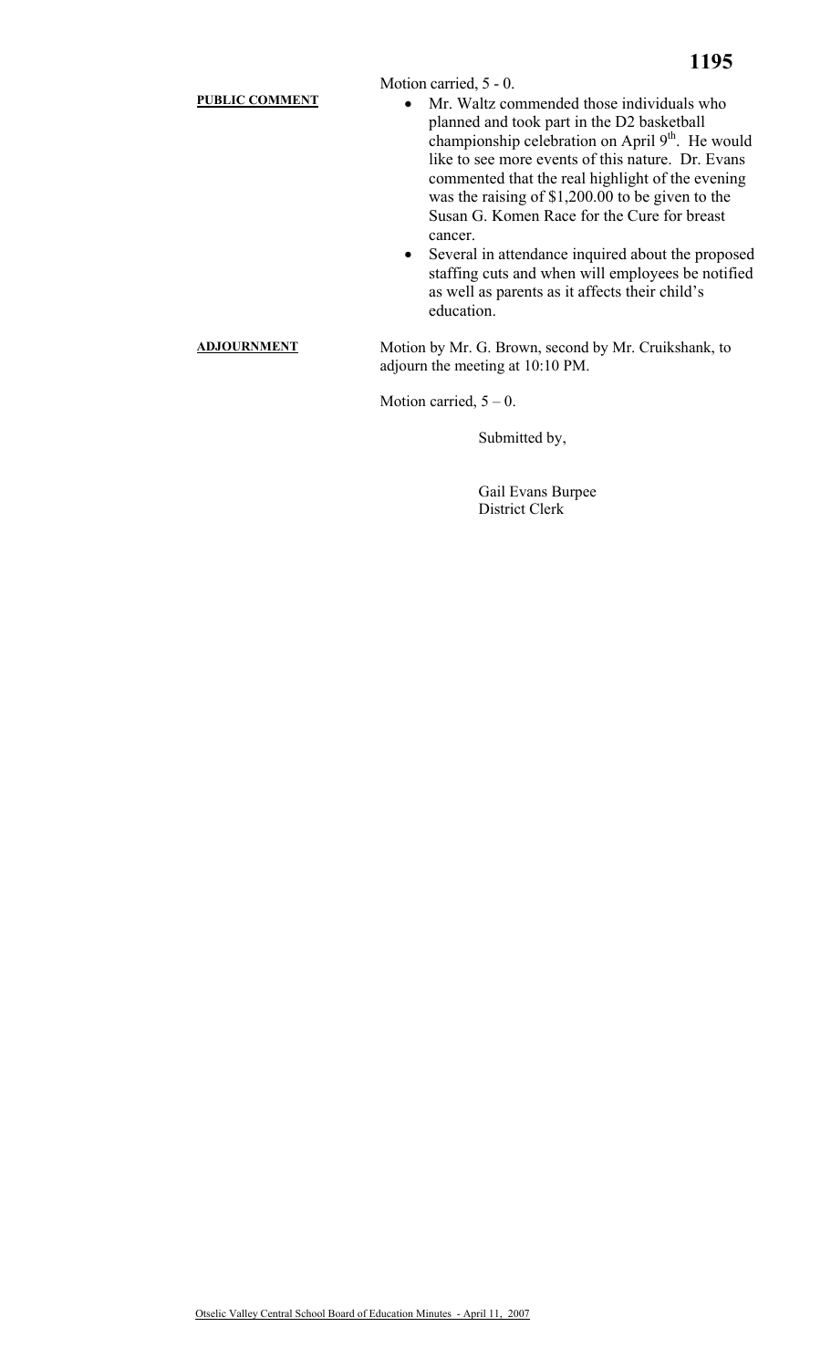Motion carried, 5 - 0.

**PUBLIC COMMENT**

- Mr. Waltz commended those individuals who planned and took part in the D2 basketball championship celebration on April 9th. He would like to see more events of this nature. Dr. Evans commented that the real highlight of the evening was the raising of $1,200.00 to be given to the Susan G. Komen Race for the Cure for breast cancer.
- Several in attendance inquired about the proposed staffing cuts and when will employees be notified as well as parents as it affects their child's education.

**ADJOURNMENT**

Motion by Mr. G. Brown, second by Mr. Cruikshank, to adjourn the meeting at 10:10 PM.

Motion carried, 5 – 0.

Submitted by,

Gail Evans Burpee
District Clerk